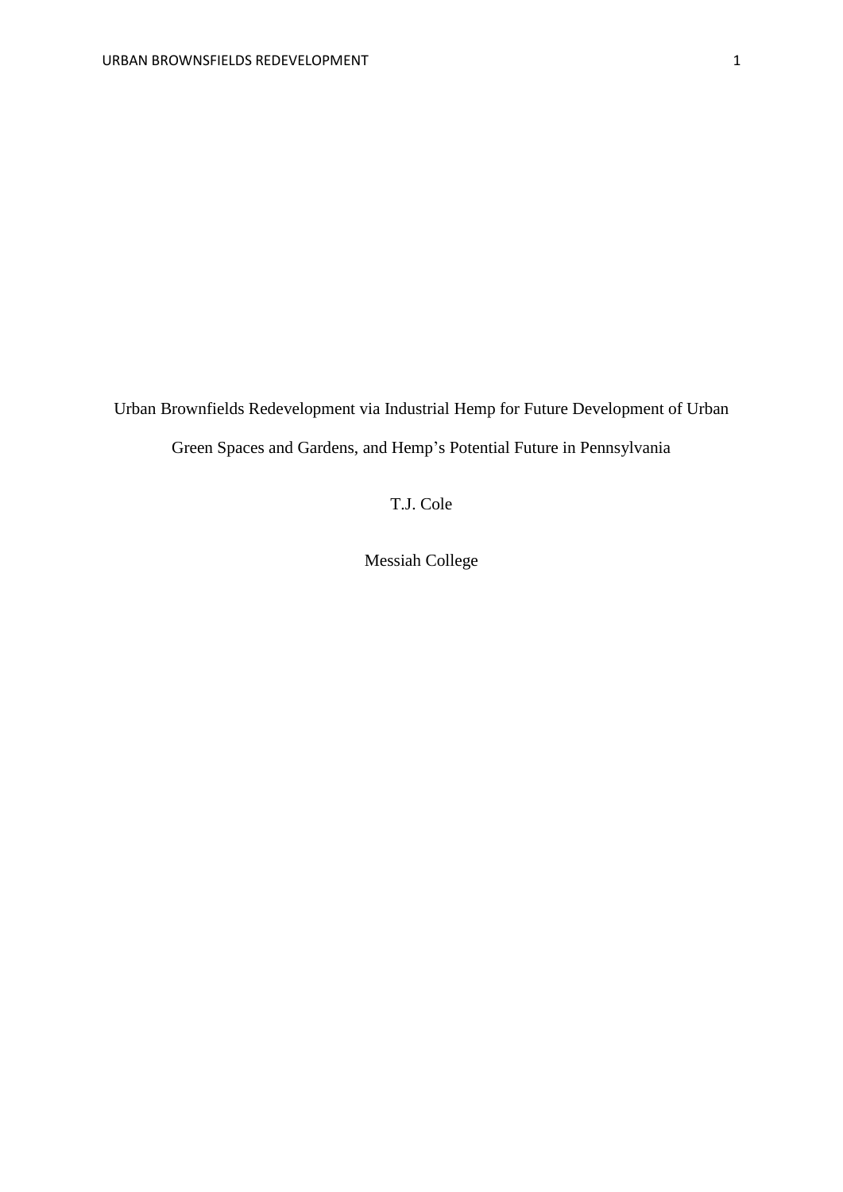# Urban Brownfields Redevelopment via Industrial Hemp for Future Development of Urban Green Spaces and Gardens, and Hemp's Potential Future in Pennsylvania

T.J. Cole

Messiah College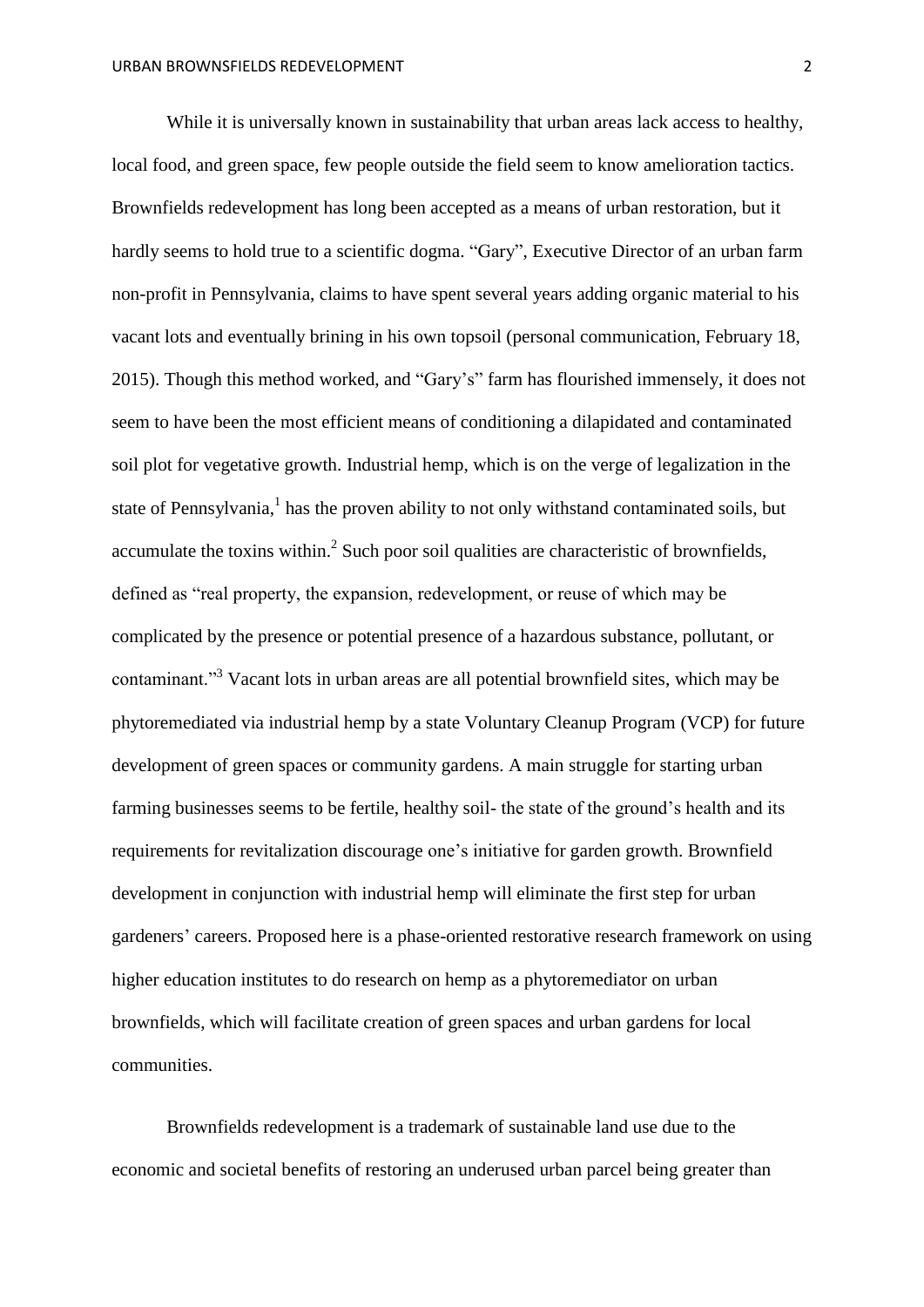While it is universally known in sustainability that urban areas lack access to healthy, local food, and green space, few people outside the field seem to know amelioration tactics. Brownfields redevelopment has long been accepted as a means of urban restoration, but it hardly seems to hold true to a scientific dogma. “Gary”, Executive Director of an urban farm non-profit in Pennsylvania, claims to have spent several years adding organic material to his vacant lots and eventually brining in his own topsoil (personal communication, February 18, 2015). Though this method worked, and “Gary’s” farm has flourished immensely, it does not seem to have been the most efficient means of conditioning a dilapidated and contaminated soil plot for vegetative growth. Industrial hemp, which is on the verge of legalization in the state of Pennsylvania,[1] has the proven ability to not only withstand contaminated soils, but accumulate the toxins within.[2] Such poor soil qualities are characteristic of brownfields, defined as “real property, the expansion, redevelopment, or reuse of which may be complicated by the presence or potential presence of a hazardous substance, pollutant, or contaminant.”[3] Vacant lots in urban areas are all potential brownfield sites, which may be phytoremediated via industrial hemp by a state Voluntary Cleanup Program (VCP) for future development of green spaces or community gardens. A main struggle for starting urban farming businesses seems to be fertile, healthy soil- the state of the ground’s health and its requirements for revitalization discourage one’s initiative for garden growth. Brownfield development in conjunction with industrial hemp will eliminate the first step for urban gardeners’ careers. Proposed here is a phase-oriented restorative research framework on using higher education institutes to do research on hemp as a phytoremediator on urban brownfields, which will facilitate creation of green spaces and urban gardens for local communities.

Brownfields redevelopment is a trademark of sustainable land use due to the economic and societal benefits of restoring an underused urban parcel being greater than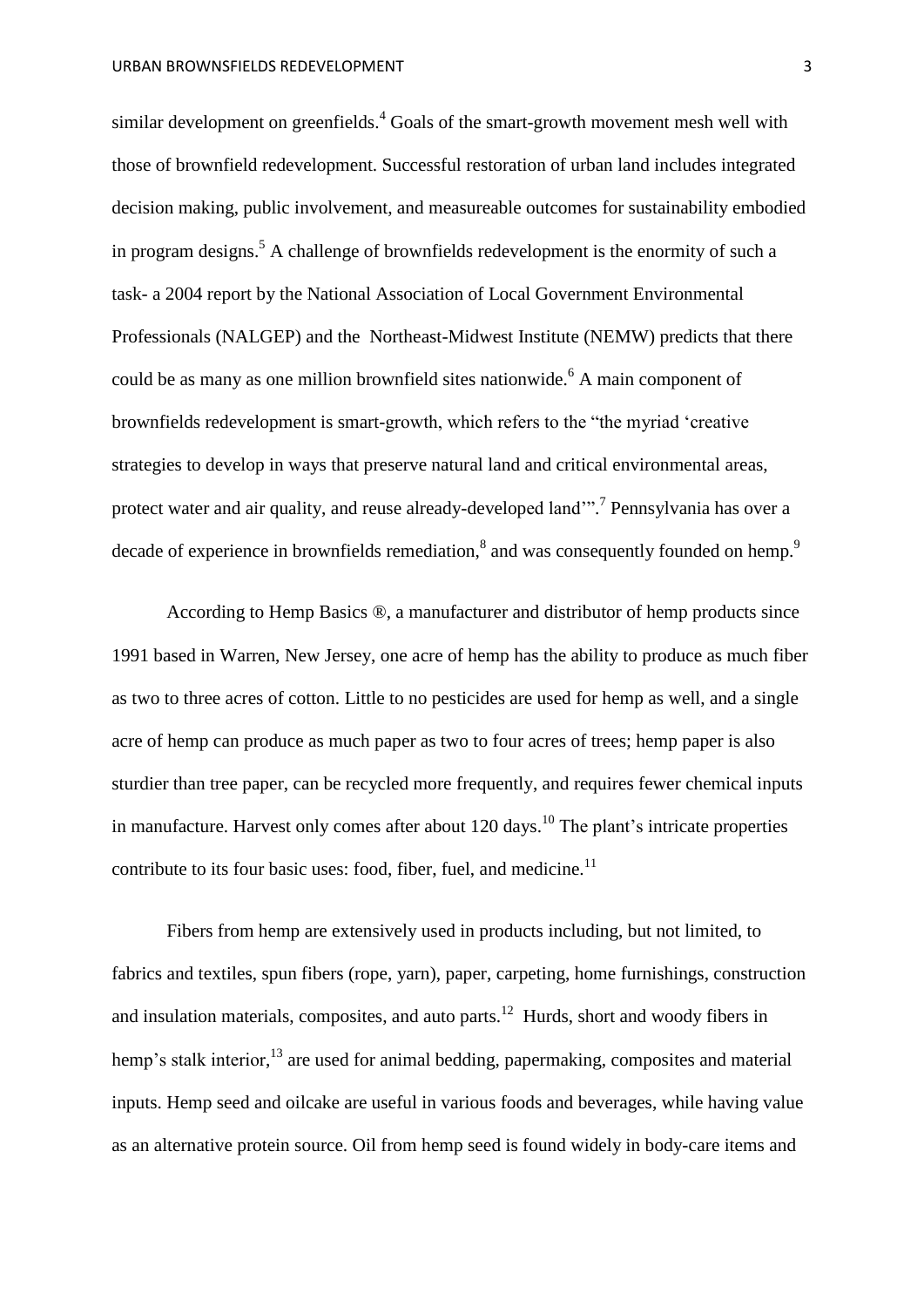similar development on greenfields.[4] Goals of the smart-growth movement mesh well with those of brownfield redevelopment. Successful restoration of urban land includes integrated decision making, public involvement, and measureable outcomes for sustainability embodied in program designs.[5] A challenge of brownfields redevelopment is the enormity of such a task- a 2004 report by the National Association of Local Government Environmental Professionals (NALGEP) and the Northeast-Midwest Institute (NEMW) predicts that there could be as many as one million brownfield sites nationwide.[6] A main component of brownfields redevelopment is smart-growth, which refers to the "the myriad 'creative strategies to develop in ways that preserve natural land and critical environmental areas, protect water and air quality, and reuse already-developed land'".[7] Pennsylvania has over a decade of experience in brownfields remediation,[8] and was consequently founded on hemp.[9]

According to Hemp Basics ®, a manufacturer and distributor of hemp products since 1991 based in Warren, New Jersey, one acre of hemp has the ability to produce as much fiber as two to three acres of cotton. Little to no pesticides are used for hemp as well, and a single acre of hemp can produce as much paper as two to four acres of trees; hemp paper is also sturdier than tree paper, can be recycled more frequently, and requires fewer chemical inputs in manufacture. Harvest only comes after about 120 days.[10] The plant's intricate properties contribute to its four basic uses: food, fiber, fuel, and medicine.[11]

Fibers from hemp are extensively used in products including, but not limited, to fabrics and textiles, spun fibers (rope, yarn), paper, carpeting, home furnishings, construction and insulation materials, composites, and auto parts.[12] Hurds, short and woody fibers in hemp's stalk interior,[13] are used for animal bedding, papermaking, composites and material inputs. Hemp seed and oilcake are useful in various foods and beverages, while having value as an alternative protein source. Oil from hemp seed is found widely in body-care items and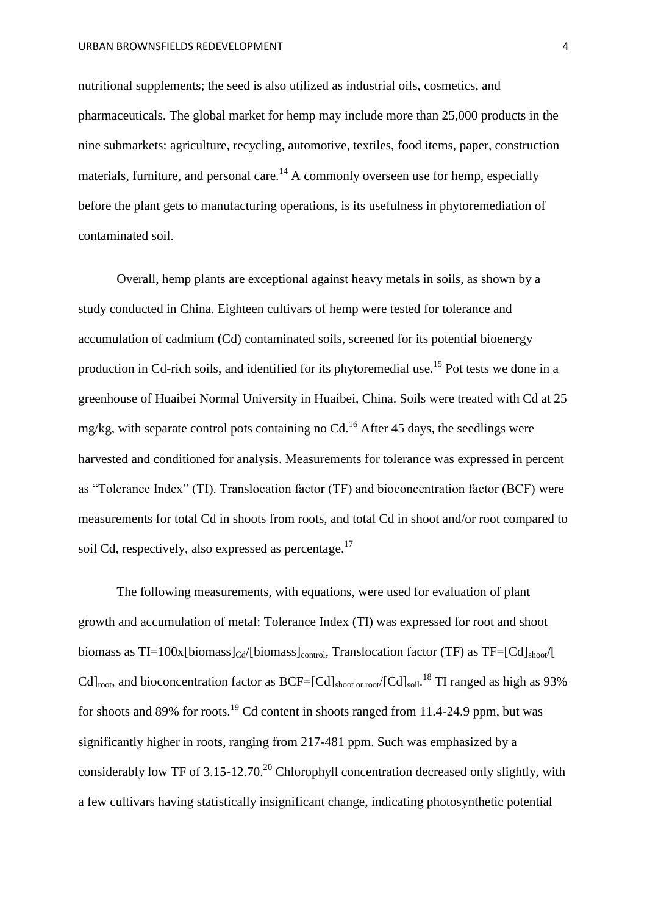nutritional supplements; the seed is also utilized as industrial oils, cosmetics, and pharmaceuticals. The global market for hemp may include more than 25,000 products in the nine submarkets: agriculture, recycling, automotive, textiles, food items, paper, construction materials, furniture, and personal care.[14] A commonly overseen use for hemp, especially before the plant gets to manufacturing operations, is its usefulness in phytoremediation of contaminated soil.

Overall, hemp plants are exceptional against heavy metals in soils, as shown by a study conducted in China. Eighteen cultivars of hemp were tested for tolerance and accumulation of cadmium (Cd) contaminated soils, screened for its potential bioenergy production in Cd-rich soils, and identified for its phytoremedial use.[15] Pot tests we done in a greenhouse of Huaibei Normal University in Huaibei, China. Soils were treated with Cd at 25 mg/kg, with separate control pots containing no Cd.[16] After 45 days, the seedlings were harvested and conditioned for analysis. Measurements for tolerance was expressed in percent as "Tolerance Index" (TI). Translocation factor (TF) and bioconcentration factor (BCF) were measurements for total Cd in shoots from roots, and total Cd in shoot and/or root compared to soil Cd, respectively, also expressed as percentage.[17]

The following measurements, with equations, were used for evaluation of plant growth and accumulation of metal: Tolerance Index (TI) was expressed for root and shoot biomass as $TI=100x[biomass]_{Cd}/[biomass]_{control}$, Translocation factor (TF) as $TF=[Cd]_{shoot}/[Cd]_{root}$, and bioconcentration factor as $BCF=[Cd]_{shoot\ or\ root}/[Cd]_{soil}$.[18] TI ranged as high as 93% for shoots and 89% for roots.[19] Cd content in shoots ranged from 11.4-24.9 ppm, but was significantly higher in roots, ranging from 217-481 ppm. Such was emphasized by a considerably low TF of 3.15-12.70.[20] Chlorophyll concentration decreased only slightly, with a few cultivars having statistically insignificant change, indicating photosynthetic potential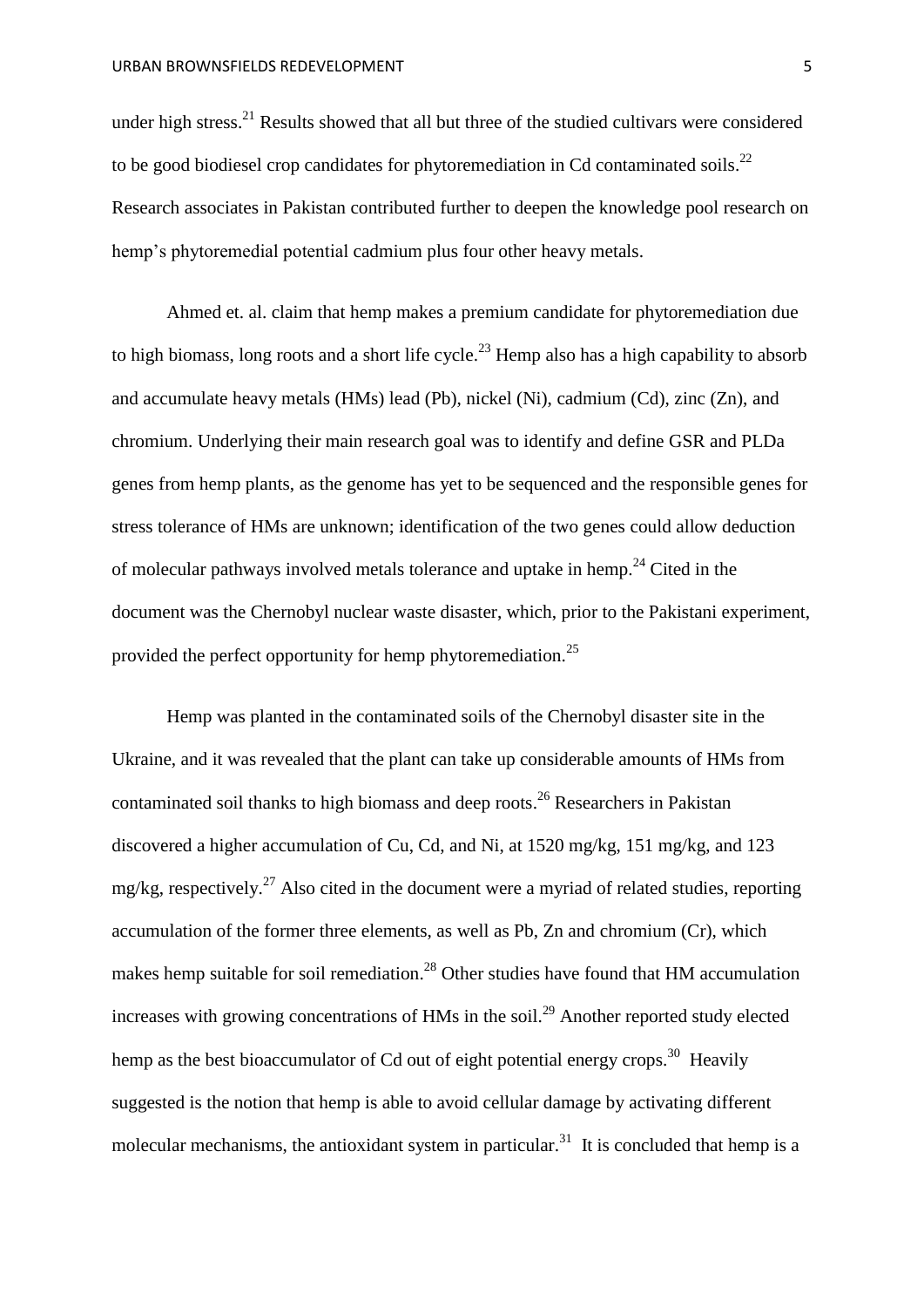under high stress.[21] Results showed that all but three of the studied cultivars were considered to be good biodiesel crop candidates for phytoremediation in Cd contaminated soils.[22] Research associates in Pakistan contributed further to deepen the knowledge pool research on hemp's phytoremedial potential cadmium plus four other heavy metals.

Ahmed et. al. claim that hemp makes a premium candidate for phytoremediation due to high biomass, long roots and a short life cycle.[23] Hemp also has a high capability to absorb and accumulate heavy metals (HMs) lead (Pb), nickel (Ni), cadmium (Cd), zinc (Zn), and chromium. Underlying their main research goal was to identify and define GSR and PLDa genes from hemp plants, as the genome has yet to be sequenced and the responsible genes for stress tolerance of HMs are unknown; identification of the two genes could allow deduction of molecular pathways involved metals tolerance and uptake in hemp.[24] Cited in the document was the Chernobyl nuclear waste disaster, which, prior to the Pakistani experiment, provided the perfect opportunity for hemp phytoremediation.[25]

Hemp was planted in the contaminated soils of the Chernobyl disaster site in the Ukraine, and it was revealed that the plant can take up considerable amounts of HMs from contaminated soil thanks to high biomass and deep roots.[26] Researchers in Pakistan discovered a higher accumulation of Cu, Cd, and Ni, at 1520 mg/kg, 151 mg/kg, and 123 mg/kg, respectively.[27] Also cited in the document were a myriad of related studies, reporting accumulation of the former three elements, as well as Pb, Zn and chromium (Cr), which makes hemp suitable for soil remediation.[28] Other studies have found that HM accumulation increases with growing concentrations of HMs in the soil.[29] Another reported study elected hemp as the best bioaccumulator of Cd out of eight potential energy crops.[30] Heavily suggested is the notion that hemp is able to avoid cellular damage by activating different molecular mechanisms, the antioxidant system in particular.[31] It is concluded that hemp is a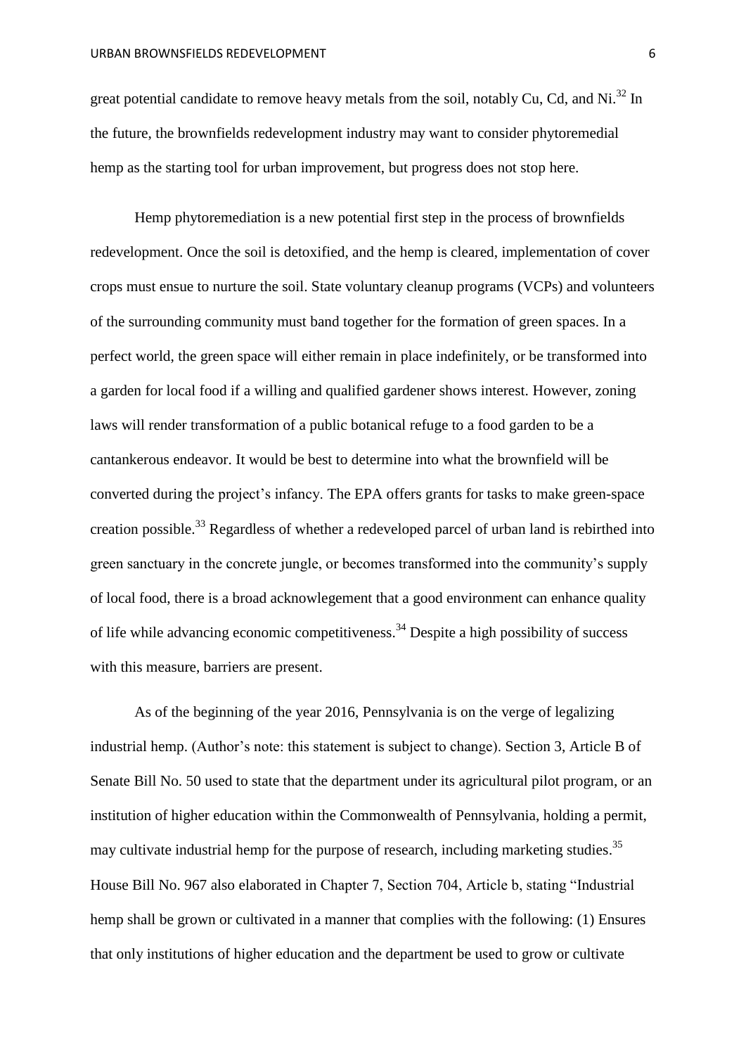great potential candidate to remove heavy metals from the soil, notably Cu, Cd, and Ni.[32] In the future, the brownfields redevelopment industry may want to consider phytoremedial hemp as the starting tool for urban improvement, but progress does not stop here.

Hemp phytoremediation is a new potential first step in the process of brownfields redevelopment. Once the soil is detoxified, and the hemp is cleared, implementation of cover crops must ensue to nurture the soil. State voluntary cleanup programs (VCPs) and volunteers of the surrounding community must band together for the formation of green spaces. In a perfect world, the green space will either remain in place indefinitely, or be transformed into a garden for local food if a willing and qualified gardener shows interest. However, zoning laws will render transformation of a public botanical refuge to a food garden to be a cantankerous endeavor. It would be best to determine into what the brownfield will be converted during the project's infancy. The EPA offers grants for tasks to make green-space creation possible.[33] Regardless of whether a redeveloped parcel of urban land is rebirthed into green sanctuary in the concrete jungle, or becomes transformed into the community's supply of local food, there is a broad acknowlegement that a good environment can enhance quality of life while advancing economic competitiveness.[34] Despite a high possibility of success with this measure, barriers are present.

As of the beginning of the year 2016, Pennsylvania is on the verge of legalizing industrial hemp. (Author's note: this statement is subject to change). Section 3, Article B of Senate Bill No. 50 used to state that the department under its agricultural pilot program, or an institution of higher education within the Commonwealth of Pennsylvania, holding a permit, may cultivate industrial hemp for the purpose of research, including marketing studies.[35] House Bill No. 967 also elaborated in Chapter 7, Section 704, Article b, stating "Industrial hemp shall be grown or cultivated in a manner that complies with the following: (1) Ensures that only institutions of higher education and the department be used to grow or cultivate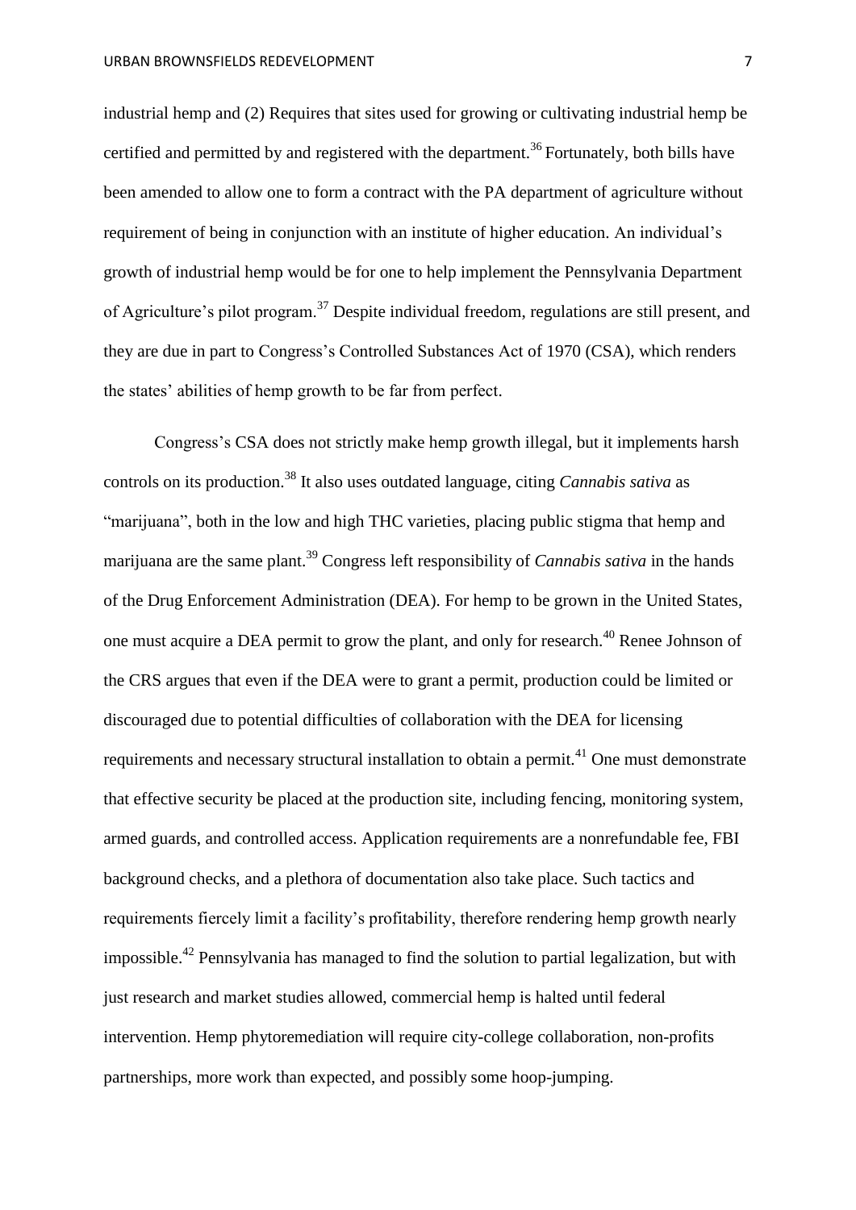industrial hemp and (2) Requires that sites used for growing or cultivating industrial hemp be certified and permitted by and registered with the department.[36] Fortunately, both bills have been amended to allow one to form a contract with the PA department of agriculture without requirement of being in conjunction with an institute of higher education. An individual's growth of industrial hemp would be for one to help implement the Pennsylvania Department of Agriculture's pilot program.[37] Despite individual freedom, regulations are still present, and they are due in part to Congress's Controlled Substances Act of 1970 (CSA), which renders the states' abilities of hemp growth to be far from perfect.

Congress's CSA does not strictly make hemp growth illegal, but it implements harsh controls on its production.[38] It also uses outdated language, citing *Cannabis sativa* as "marijuana", both in the low and high THC varieties, placing public stigma that hemp and marijuana are the same plant.[39] Congress left responsibility of *Cannabis sativa* in the hands of the Drug Enforcement Administration (DEA). For hemp to be grown in the United States, one must acquire a DEA permit to grow the plant, and only for research.[40] Renee Johnson of the CRS argues that even if the DEA were to grant a permit, production could be limited or discouraged due to potential difficulties of collaboration with the DEA for licensing requirements and necessary structural installation to obtain a permit.[41] One must demonstrate that effective security be placed at the production site, including fencing, monitoring system, armed guards, and controlled access. Application requirements are a nonrefundable fee, FBI background checks, and a plethora of documentation also take place. Such tactics and requirements fiercely limit a facility's profitability, therefore rendering hemp growth nearly impossible.[42] Pennsylvania has managed to find the solution to partial legalization, but with just research and market studies allowed, commercial hemp is halted until federal intervention. Hemp phytoremediation will require city-college collaboration, non-profits partnerships, more work than expected, and possibly some hoop-jumping.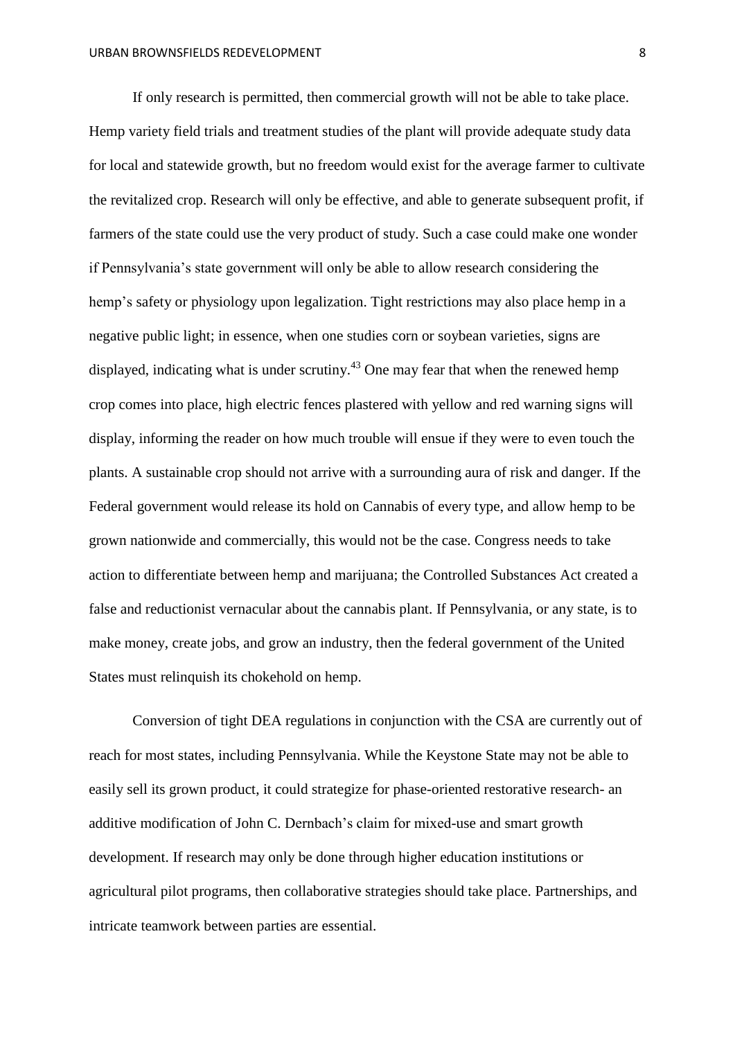If only research is permitted, then commercial growth will not be able to take place. Hemp variety field trials and treatment studies of the plant will provide adequate study data for local and statewide growth, but no freedom would exist for the average farmer to cultivate the revitalized crop. Research will only be effective, and able to generate subsequent profit, if farmers of the state could use the very product of study. Such a case could make one wonder if Pennsylvania's state government will only be able to allow research considering the hemp's safety or physiology upon legalization. Tight restrictions may also place hemp in a negative public light; in essence, when one studies corn or soybean varieties, signs are displayed, indicating what is under scrutiny.[43] One may fear that when the renewed hemp crop comes into place, high electric fences plastered with yellow and red warning signs will display, informing the reader on how much trouble will ensue if they were to even touch the plants. A sustainable crop should not arrive with a surrounding aura of risk and danger. If the Federal government would release its hold on Cannabis of every type, and allow hemp to be grown nationwide and commercially, this would not be the case. Congress needs to take action to differentiate between hemp and marijuana; the Controlled Substances Act created a false and reductionist vernacular about the cannabis plant. If Pennsylvania, or any state, is to make money, create jobs, and grow an industry, then the federal government of the United States must relinquish its chokehold on hemp.

Conversion of tight DEA regulations in conjunction with the CSA are currently out of reach for most states, including Pennsylvania. While the Keystone State may not be able to easily sell its grown product, it could strategize for phase-oriented restorative research- an additive modification of John C. Dernbach's claim for mixed-use and smart growth development. If research may only be done through higher education institutions or agricultural pilot programs, then collaborative strategies should take place. Partnerships, and intricate teamwork between parties are essential.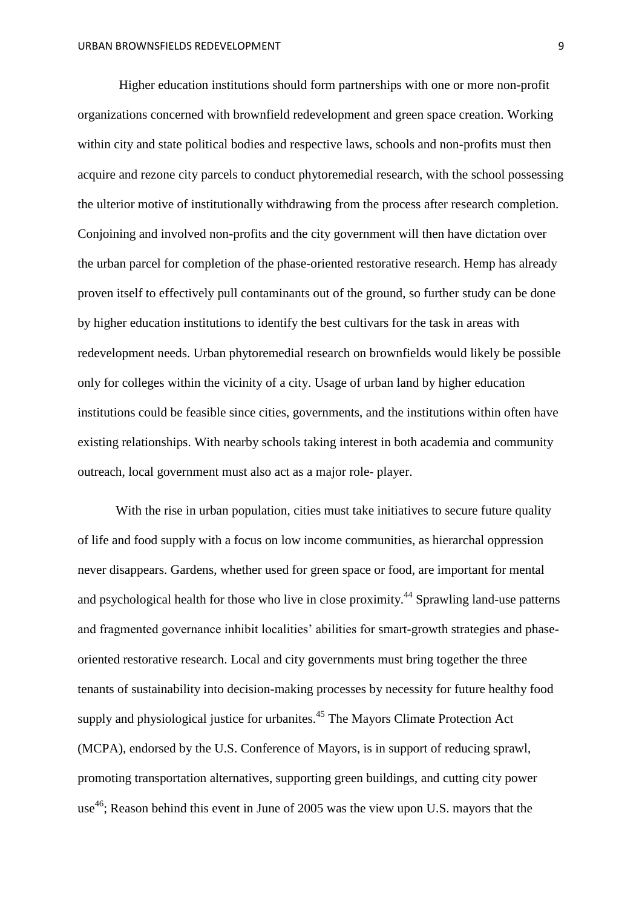Higher education institutions should form partnerships with one or more non-profit organizations concerned with brownfield redevelopment and green space creation. Working within city and state political bodies and respective laws, schools and non-profits must then acquire and rezone city parcels to conduct phytoremedial research, with the school possessing the ulterior motive of institutionally withdrawing from the process after research completion. Conjoining and involved non-profits and the city government will then have dictation over the urban parcel for completion of the phase-oriented restorative research. Hemp has already proven itself to effectively pull contaminants out of the ground, so further study can be done by higher education institutions to identify the best cultivars for the task in areas with redevelopment needs. Urban phytoremedial research on brownfields would likely be possible only for colleges within the vicinity of a city. Usage of urban land by higher education institutions could be feasible since cities, governments, and the institutions within often have existing relationships. With nearby schools taking interest in both academia and community outreach, local government must also act as a major role- player.

With the rise in urban population, cities must take initiatives to secure future quality of life and food supply with a focus on low income communities, as hierarchal oppression never disappears. Gardens, whether used for green space or food, are important for mental and psychological health for those who live in close proximity.[44] Sprawling land-use patterns and fragmented governance inhibit localities' abilities for smart-growth strategies and phase-oriented restorative research. Local and city governments must bring together the three tenants of sustainability into decision-making processes by necessity for future healthy food supply and physiological justice for urbanites.[45] The Mayors Climate Protection Act (MCPA), endorsed by the U.S. Conference of Mayors, is in support of reducing sprawl, promoting transportation alternatives, supporting green buildings, and cutting city power use[46]; Reason behind this event in June of 2005 was the view upon U.S. mayors that the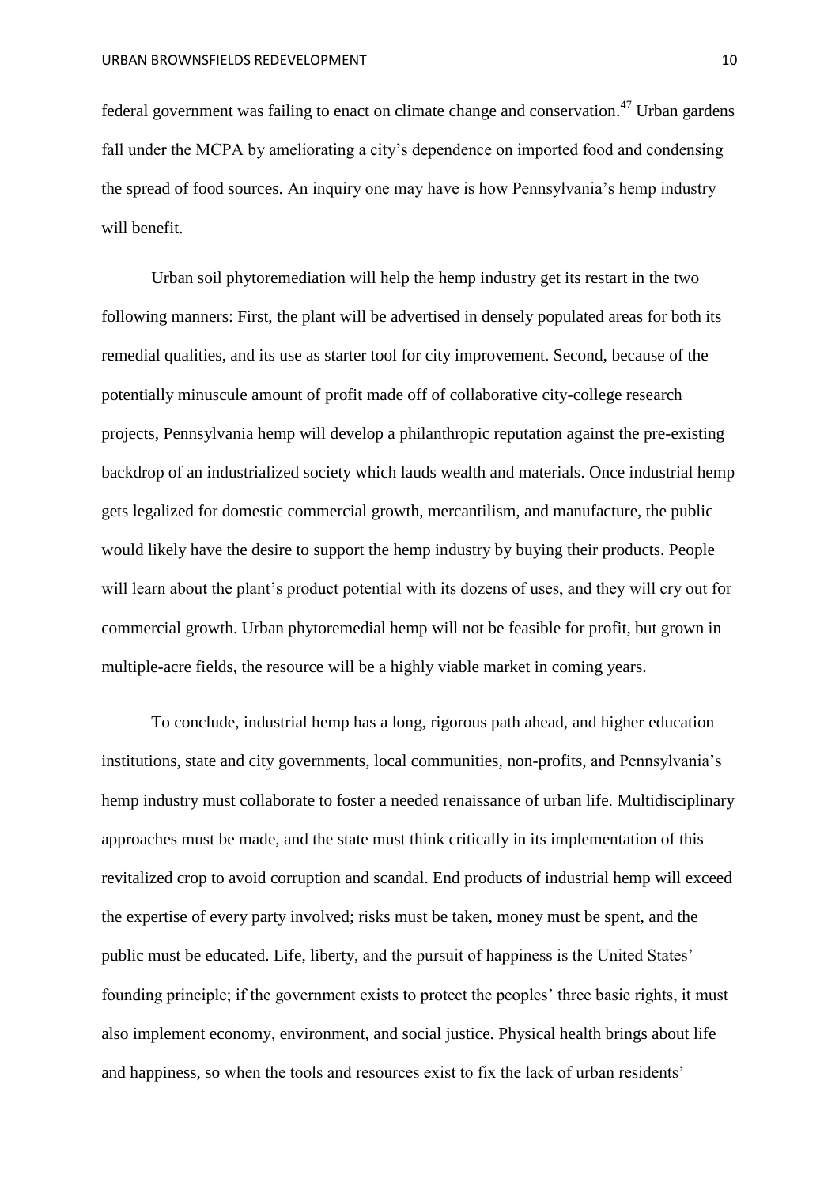federal government was failing to enact on climate change and conservation.[47] Urban gardens fall under the MCPA by ameliorating a city's dependence on imported food and condensing the spread of food sources. An inquiry one may have is how Pennsylvania's hemp industry will benefit.

Urban soil phytoremediation will help the hemp industry get its restart in the two following manners: First, the plant will be advertised in densely populated areas for both its remedial qualities, and its use as starter tool for city improvement. Second, because of the potentially minuscule amount of profit made off of collaborative city-college research projects, Pennsylvania hemp will develop a philanthropic reputation against the pre-existing backdrop of an industrialized society which lauds wealth and materials. Once industrial hemp gets legalized for domestic commercial growth, mercantilism, and manufacture, the public would likely have the desire to support the hemp industry by buying their products. People will learn about the plant's product potential with its dozens of uses, and they will cry out for commercial growth. Urban phytoremedial hemp will not be feasible for profit, but grown in multiple-acre fields, the resource will be a highly viable market in coming years.

To conclude, industrial hemp has a long, rigorous path ahead, and higher education institutions, state and city governments, local communities, non-profits, and Pennsylvania's hemp industry must collaborate to foster a needed renaissance of urban life. Multidisciplinary approaches must be made, and the state must think critically in its implementation of this revitalized crop to avoid corruption and scandal. End products of industrial hemp will exceed the expertise of every party involved; risks must be taken, money must be spent, and the public must be educated. Life, liberty, and the pursuit of happiness is the United States' founding principle; if the government exists to protect the peoples' three basic rights, it must also implement economy, environment, and social justice. Physical health brings about life and happiness, so when the tools and resources exist to fix the lack of urban residents'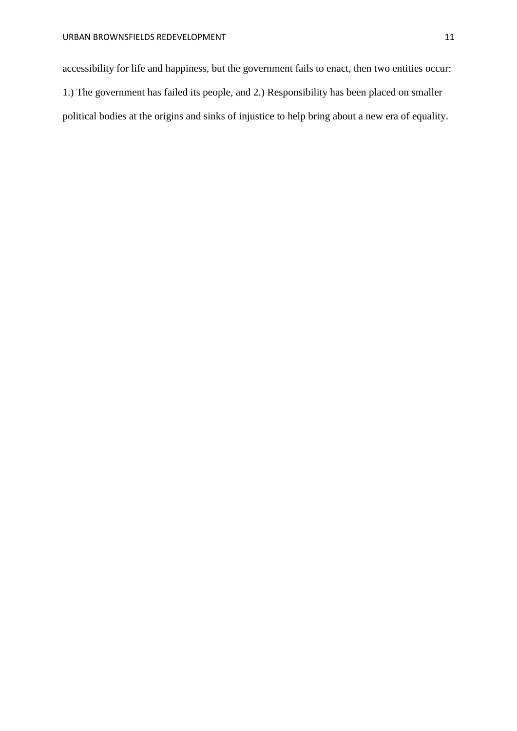accessibility for life and happiness, but the government fails to enact, then two entities occur: 1.) The government has failed its people, and 2.) Responsibility has been placed on smaller political bodies at the origins and sinks of injustice to help bring about a new era of equality.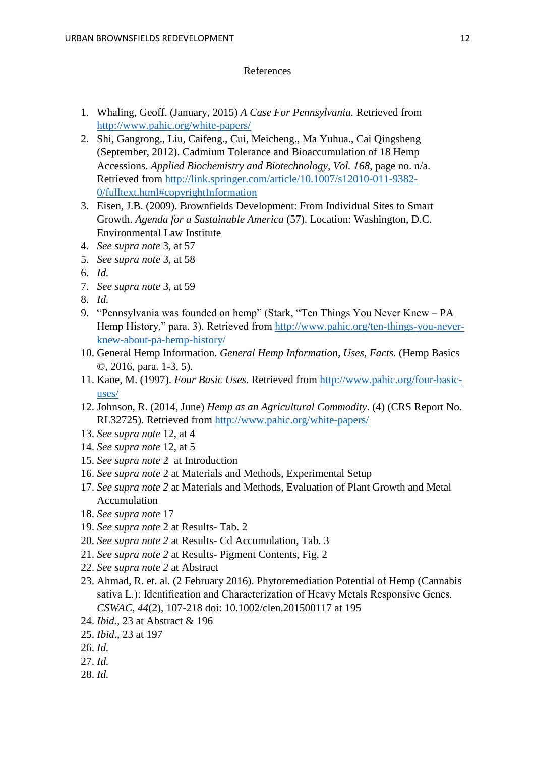# References

1. Whaling, Geoff. (January, 2015) *A Case For Pennsylvania.* Retrieved from http://www.pahic.org/white-papers/
2. Shi, Gangrong., Liu, Caifeng., Cui, Meicheng., Ma Yuhua., Cai Qingsheng (September, 2012). Cadmium Tolerance and Bioaccumulation of 18 Hemp Accessions. *Applied Biochemistry and Biotechnology, Vol. 168*, page no. n/a. Retrieved from http://link.springer.com/article/10.1007/s12010-011-9382-0/fulltext.html#copyrightInformation
3. Eisen, J.B. (2009). Brownfields Development: From Individual Sites to Smart Growth. *Agenda for a Sustainable America* (57). Location: Washington, D.C. Environmental Law Institute
4. *See supra note* 3, at 57
5. *See supra note* 3, at 58
6. *Id.*
7. *See supra note* 3, at 59
8. *Id.*
9. "Pennsylvania was founded on hemp" (Stark, "Ten Things You Never Knew – PA Hemp History," para. 3). Retrieved from http://www.pahic.org/ten-things-you-never-knew-about-pa-hemp-history/
10. General Hemp Information. *General Hemp Information, Uses, Facts*. (Hemp Basics ©, 2016, para. 1-3, 5).
11. Kane, M. (1997). *Four Basic Uses*. Retrieved from http://www.pahic.org/four-basic-uses/
12. Johnson, R. (2014, June) *Hemp as an Agricultural Commodity*. (4) (CRS Report No. RL32725). Retrieved from http://www.pahic.org/white-papers/
13. *See supra note* 12, at 4
14. *See supra note* 12, at 5
15. *See supra note* 2 at Introduction
16. *See supra note* 2 at Materials and Methods, Experimental Setup
17. *See supra note 2* at Materials and Methods, Evaluation of Plant Growth and Metal Accumulation
18. *See supra note* 17
19. *See supra note* 2 at Results- Tab. 2
20. *See supra note 2* at Results- Cd Accumulation, Tab. 3
21. *See supra note 2* at Results- Pigment Contents, Fig. 2
22. *See supra note 2* at Abstract
23. Ahmad, R. et. al. (2 February 2016). Phytoremediation Potential of Hemp (Cannabis sativa L.): Identification and Characterization of Heavy Metals Responsive Genes. *CSWAC*, *44*(2), 107-218 doi: 10.1002/clen.201500117 at 195
24. *Ibid.*, 23 at Abstract & 196
25. *Ibid.*, 23 at 197
26. *Id.*
27. *Id.*
28. *Id.*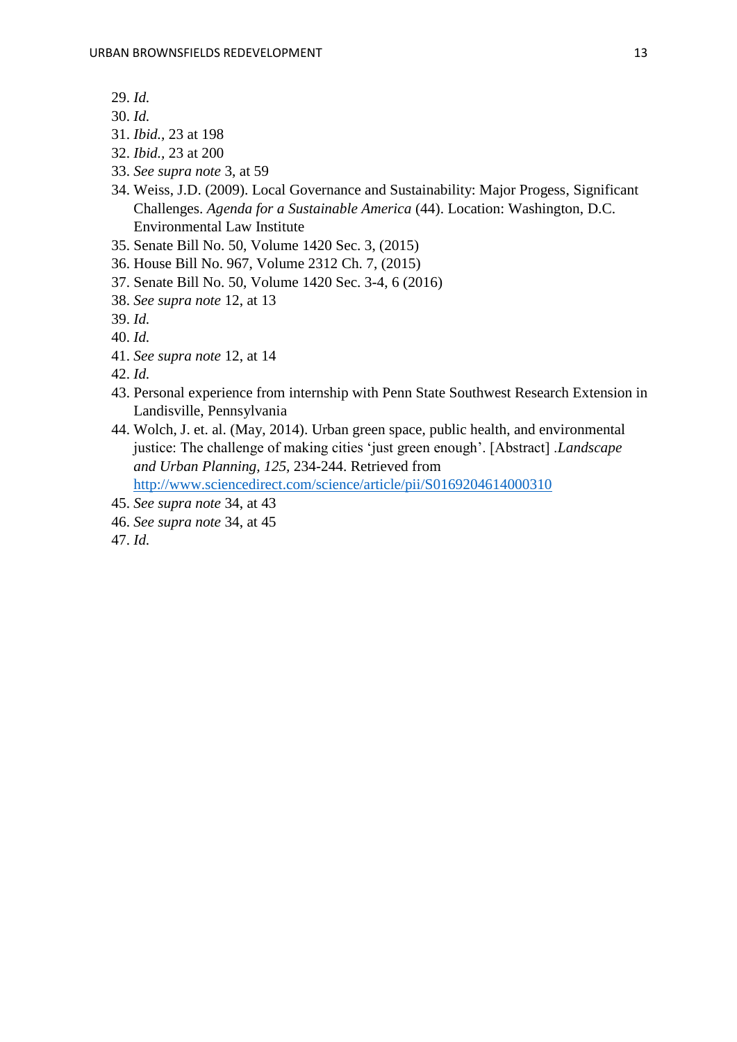29. *Id.*
30. *Id.*
31. *Ibid.*, 23 at 198
32. *Ibid.*, 23 at 200
33. *See supra note* 3, at 59
34. Weiss, J.D. (2009). Local Governance and Sustainability: Major Progess, Significant Challenges. *Agenda for a Sustainable America* (44). Location: Washington, D.C. Environmental Law Institute
35. Senate Bill No. 50, Volume 1420 Sec. 3, (2015)
36. House Bill No. 967, Volume 2312 Ch. 7, (2015)
37. Senate Bill No. 50, Volume 1420 Sec. 3-4, 6 (2016)
38. *See supra note* 12, at 13
39. *Id.*
40. *Id.*
41. *See supra note* 12, at 14
42. *Id.*
43. Personal experience from internship with Penn State Southwest Research Extension in Landisville, Pennsylvania
44. Wolch, J. et. al. (May, 2014). Urban green space, public health, and environmental justice: The challenge of making cities 'just green enough'. [Abstract] .*Landscape and Urban Planning, 125*, 234-244. Retrieved from http://www.sciencedirect.com/science/article/pii/S0169204614000310
45. *See supra note* 34, at 43
46. *See supra note* 34, at 45
47. *Id.*